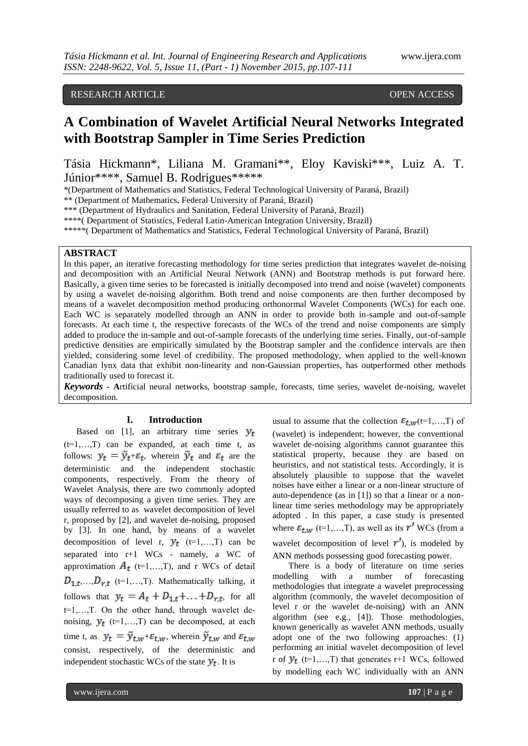RESEARCH ARTICLE OPEN ACCESS

# A Combination of Wavelet Artificial Neural Networks Integrated with Bootstrap Sampler in Time Series Prediction

Tásia Hickmann*, Liliana M. Gramani**, Eloy Kaviski***, Luiz A. T. Júnior****, Samuel B. Rodrigues*****

*(Department of Mathematics and Statistics, Federal Technological University of Paraná, Brazil)
** (Department of Mathematics, Federal University of Paraná, Brazil)
*** (Department of Hydraulics and Sanitation, Federal University of Paraná, Brazil)
****( Department of Statistics, Federal Latin-American Integration University, Brazil)
*****( Department of Mathematics and Statistics, Federal Technological University of Paraná, Brazil)

## ABSTRACT

In this paper, an iterative forecasting methodology for time series prediction that integrates wavelet de-noising and decomposition with an Artificial Neural Network (ANN) and Bootstrap methods is put forward here. Basically, a given time series to be forecasted is initially decomposed into trend and noise (wavelet) components by using a wavelet de-noising algorithm. Both trend and noise components are then further decomposed by means of a wavelet decomposition method producing orthonormal Wavelet Components (WCs) for each one. Each WC is separately modelled through an ANN in order to provide both in-sample and out-of-sample forecasts. At each time t, the respective forecasts of the WCs of the trend and noise components are simply added to produce the in-sample and out-of-sample forecasts of the underlying time series. Finally, out-of-sample predictive densities are empirically simulated by the Bootstrap sampler and the confidence intervals are then yielded, considering some level of credibility. The proposed methodology, when applied to the well-known Canadian lynx data that exhibit non-linearity and non-Gaussian properties, has outperformed other methods traditionally used to forecast it.

***Keywords*** - **A**rtificial neural networks, bootstrap sample, forecasts, time series, wavelet de-noising, wavelet decomposition.

## I. Introduction

Based on [1], an arbitrary time series $y_t$ (t=1,…,T) can be expanded, at each time t, as follows: $y_t = \tilde{y}_t + \varepsilon_t$, wherein $\tilde{y}_t$ and $\varepsilon_t$ are the deterministic and the independent stochastic components, respectively. From the theory of Wavelet Analysis, there are two commonly adopted ways of decomposing a given time series. They are usually referred to as wavelet decomposition of level r, proposed by [2], and wavelet de-noising, proposed by [3]. In one hand, by means of a wavelet decomposition of level r, $y_t$ (t=1,…,T) can be separated into r+1 WCs - namely, a WC of approximation $A_t$ (t=1,…,T), and r WCs of detail $D_{1,t}$,…,$D_{r,t}$ (t=1,…,T). Mathematically talking, it follows that $y_t = A_t + D_{1,t} + \ldots + D_{r,t}$, for all t=1,…,T. On the other hand, through wavelet de-noising, $y_t$ (t=1,…,T) can be decomposed, at each time t, as $y_t = \tilde{y}_{t,w} + \varepsilon_{t,w}$, wherein $\tilde{y}_{t,w}$ and $\varepsilon_{t,w}$ consist, respectively, of the deterministic and independent stochastic WCs of the state $y_t$. It is usual to assume that the collection $\varepsilon_{t,w}$(t=1,…,T) of (wavelet) is independent; however, the conventional wavelet de-noising algorithms cannot guarantee this statistical property, because they are based on heuristics, and not statistical tests. Accordingly, it is absolutely plausible to suppose that the wavelet noises have either a linear or a non-linear structure of auto-dependence (as in [1]) so that a linear or a non-linear time series methodology may be appropriately adopted . In this paper, a case study is presented where $\varepsilon_{t,w}$ (t=1,…,T), as well as its $r'$ WCs (from a wavelet decomposition of level $r'$), is modeled by ANN methods possessing good forecasting power.

There is a body of literature on time series modelling with a number of forecasting methodologies that integrate a wavelet preprocessing algorithm (commonly, the wavelet decomposition of level r or the wavelet de-noising) with an ANN algorithm (see e.g., [4]). Those methodologies, known generically as wavelet ANN methods, usually adopt one of the two following approaches: (1) performing an initial wavelet decomposition of level r of $y_t$ (t=1,…,T) that generates r+1 WCs, followed by modelling each WC individually with an ANN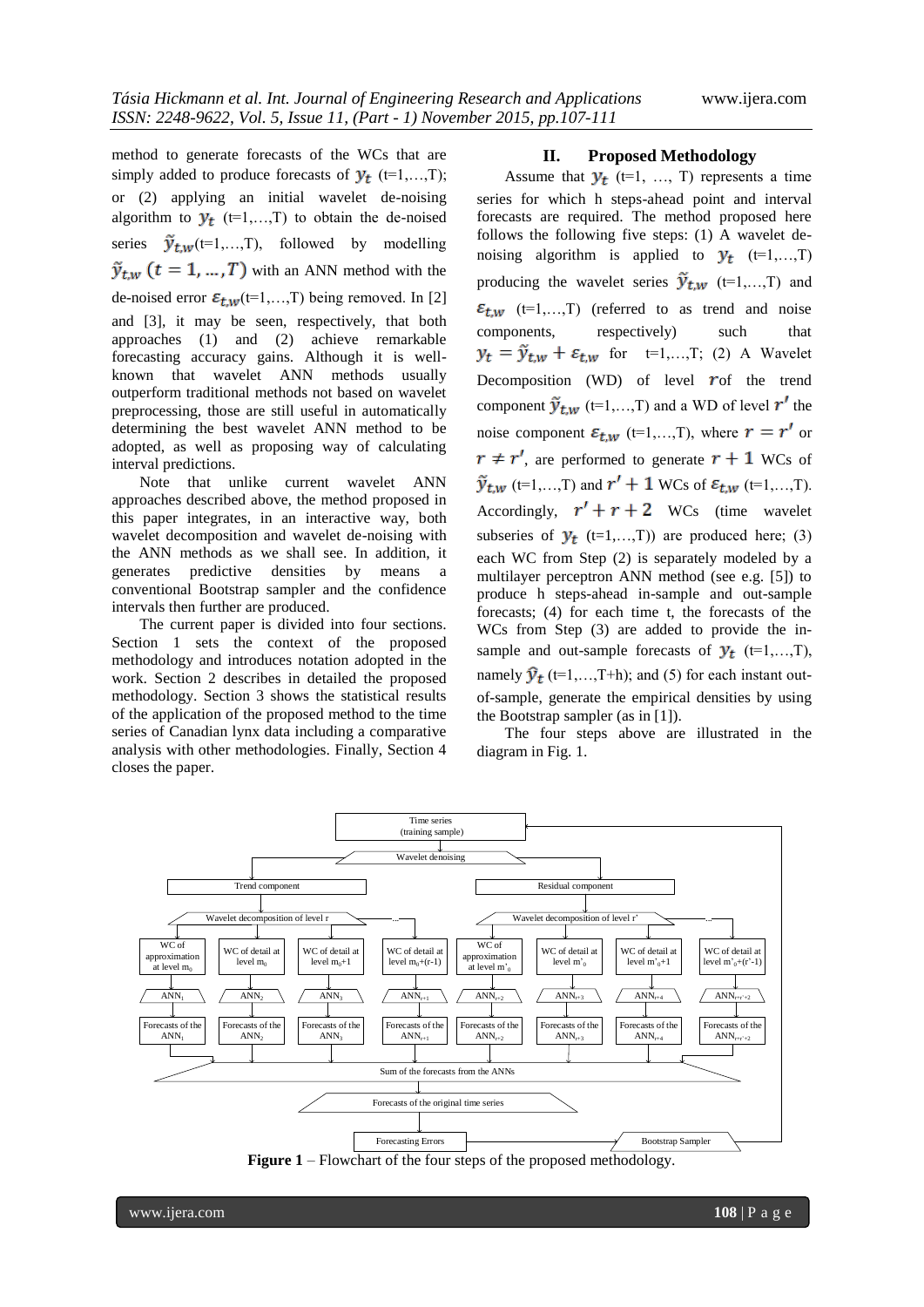method to generate forecasts of the WCs that are simply added to produce forecasts of $y_t$ (t=1,…,T); or (2) applying an initial wavelet de-noising algorithm to $y_t$ (t=1,…,T) to obtain the de-noised series $\tilde{y}_{t,w}$(t=1,…,T), followed by modelling $\tilde{y}_{t,w}$ $(t = 1, \dots, T)$ with an ANN method with the de-noised error $\varepsilon_{t,w}$(t=1,…,T) being removed. In [2] and [3], it may be seen, respectively, that both approaches (1) and (2) achieve remarkable forecasting accuracy gains. Although it is well-known that wavelet ANN methods usually outperform traditional methods not based on wavelet preprocessing, those are still useful in automatically determining the best wavelet ANN method to be adopted, as well as proposing way of calculating interval predictions.

Note that unlike current wavelet ANN approaches described above, the method proposed in this paper integrates, in an interactive way, both wavelet decomposition and wavelet de-noising with the ANN methods as we shall see. In addition, it generates predictive densities by means a conventional Bootstrap sampler and the confidence intervals then further are produced.

The current paper is divided into four sections. Section 1 sets the context of the proposed methodology and introduces notation adopted in the work. Section 2 describes in detailed the proposed methodology. Section 3 shows the statistical results of the application of the proposed method to the time series of Canadian lynx data including a comparative analysis with other methodologies. Finally, Section 4 closes the paper.

## II. Proposed Methodology

Assume that $y_t$ (t=1, …, T) represents a time series for which h steps-ahead point and interval forecasts are required. The method proposed here follows the following five steps: (1) A wavelet de-noising algorithm is applied to $y_t$ (t=1,…,T) producing the wavelet series $\tilde{y}_{t,w}$ (t=1,…,T) and $\varepsilon_{t,w}$ (t=1,…,T) (referred to as trend and noise components, respectively) such that $y_t = \tilde{y}_{t,w} + \varepsilon_{t,w}$ for t=1,…,T; (2) A Wavelet Decomposition (WD) of level $r$of the trend component $\tilde{y}_{t,w}$ (t=1,…,T) and a WD of level $r'$ the noise component $\varepsilon_{t,w}$ (t=1,…,T), where $r = r'$ or $r \neq r'$, are performed to generate $r + 1$ WCs of $\tilde{y}_{t,w}$ (t=1,…,T) and $r' + 1$ WCs of $\varepsilon_{t,w}$ (t=1,…,T). Accordingly, $r' + r + 2$ WCs (time wavelet subseries of $y_t$ (t=1,…,T)) are produced here; (3) each WC from Step (2) is separately modeled by a multilayer perceptron ANN method (see e.g. [5]) to produce h steps-ahead in-sample and out-sample forecasts; (4) for each time t, the forecasts of the WCs from Step (3) are added to provide the in-sample and out-sample forecasts of $y_t$ (t=1,…,T), namely $\hat{y}_t$ (t=1,…,T+h); and (5) for each instant out-of-sample, generate the empirical densities by using the Bootstrap sampler (as in [1]).

The four steps above are illustrated in the diagram in Fig. 1.

**Figure 1** – Flowchart of the four steps of the proposed methodology.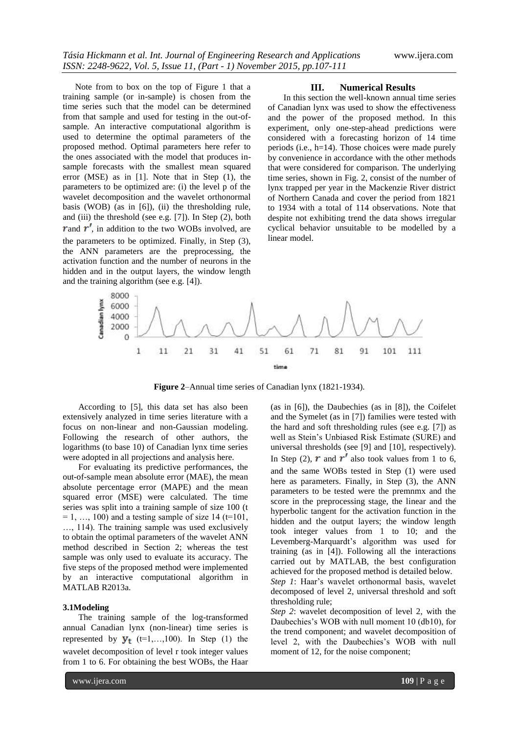Note from to box on the top of Figure 1 that a training sample (or in-sample) is chosen from the time series such that the model can be determined from that sample and used for testing in the out-of-sample. An interactive computational algorithm is used to determine the optimal parameters of the proposed method. Optimal parameters here refer to the ones associated with the model that produces in-sample forecasts with the smallest mean squared error (MSE) as in [1]. Note that in Step (1), the parameters to be optimized are: (i) the level p of the wavelet decomposition and the wavelet orthonormal basis (WOB) (as in [6]), (ii) the thresholding rule, and (iii) the threshold (see e.g. [7]). In Step (2), both $r$ and $r'$, in addition to the two WOBs involved, are the parameters to be optimized. Finally, in Step (3), the ANN parameters are the preprocessing, the activation function and the number of neurons in the hidden and in the output layers, the window length and the training algorithm (see e.g. [4]).

## III. Numerical Results

In this section the well-known annual time series of Canadian lynx was used to show the effectiveness and the power of the proposed method. In this experiment, only one-step-ahead predictions were considered with a forecasting horizon of 14 time periods (i.e., h=14). Those choices were made purely by convenience in accordance with the other methods that were considered for comparison. The underlying time series, shown in Fig. 2, consist of the number of lynx trapped per year in the Mackenzie River district of Northern Canada and cover the period from 1821 to 1934 with a total of 114 observations. Note that despite not exhibiting trend the data shows irregular cyclical behavior unsuitable to be modelled by a linear model.

**Figure 2**–Annual time series of Canadian lynx (1821-1934).

According to [5], this data set has also been extensively analyzed in time series literature with a focus on non-linear and non-Gaussian modeling. Following the research of other authors, the logarithms (to base 10) of Canadian lynx time series were adopted in all projections and analysis here.

For evaluating its predictive performances, the out-of-sample mean absolute error (MAE), the mean absolute percentage error (MAPE) and the mean squared error (MSE) were calculated. The time series was split into a training sample of size 100 (t = 1, …, 100) and a testing sample of size 14 (t=101, …, 114). The training sample was used exclusively to obtain the optimal parameters of the wavelet ANN method described in Section 2; whereas the test sample was only used to evaluate its accuracy. The five steps of the proposed method were implemented by an interactive computational algorithm in MATLAB R2013a.

### 3.1 Modeling

The training sample of the log-transformed annual Canadian lynx (non-linear) time series is represented by $\mathbf{y}_t$ (t=1,…,100). In Step (1) the wavelet decomposition of level r took integer values from 1 to 6. For obtaining the best WOBs, the Haar (as in [6]), the Daubechies (as in [8]), the Coifelet and the Symelet (as in [7]) families were tested with the hard and soft thresholding rules (see e.g. [7]) as well as Stein's Unbiased Risk Estimate (SURE) and universal thresholds (see [9] and [10], respectively). In Step (2), $r$ and $r'$ also took values from 1 to 6, and the same WOBs tested in Step (1) were used here as parameters. Finally, in Step (3), the ANN parameters to be tested were the premnmx and the score in the preprocessing stage, the linear and the hyperbolic tangent for the activation function in the hidden and the output layers; the window length took integer values from 1 to 10; and the Levemberg-Marquardt's algorithm was used for training (as in [4]). Following all the interactions carried out by MATLAB, the best configuration achieved for the proposed method is detailed below.

*Step 1*: Haar's wavelet orthonormal basis, wavelet decomposed of level 2, universal threshold and soft thresholding rule;

*Step 2*: wavelet decomposition of level 2, with the Daubechies's WOB with null moment 10 (db10), for the trend component; and wavelet decomposition of level 2, with the Daubechies's WOB with null moment of 12, for the noise component;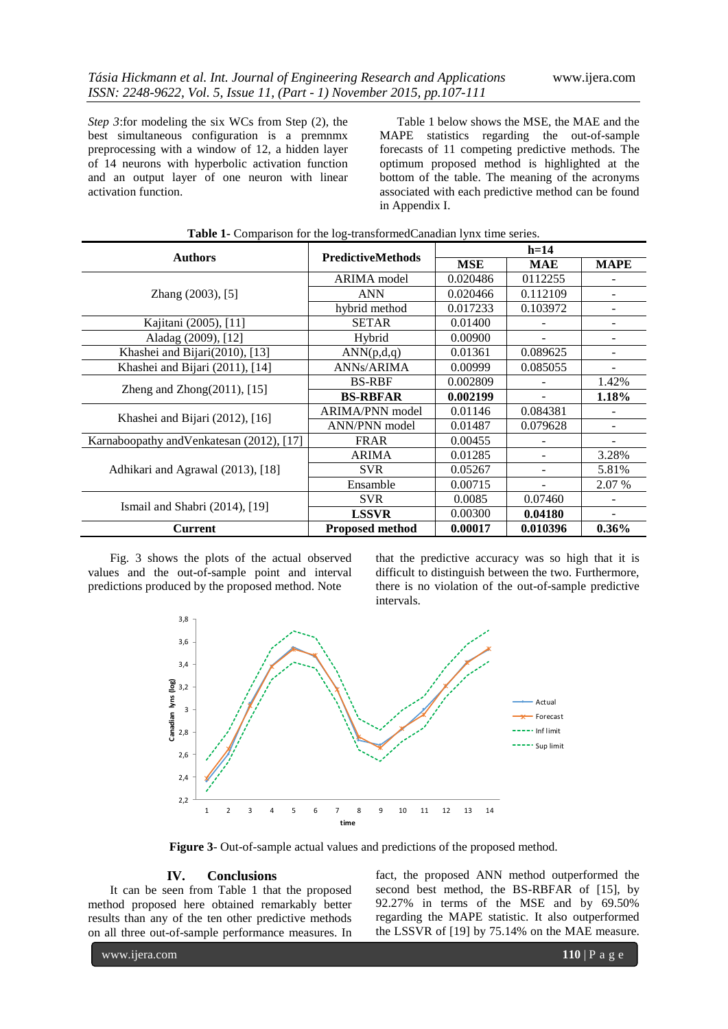*Step 3*:for modeling the six WCs from Step (2), the best simultaneous configuration is a premnmx preprocessing with a window of 12, a hidden layer of 14 neurons with hyperbolic activation function and an output layer of one neuron with linear activation function.

Table 1 below shows the MSE, the MAE and the MAPE statistics regarding the out-of-sample forecasts of 11 competing predictive methods. The optimum proposed method is highlighted at the bottom of the table. The meaning of the acronyms associated with each predictive method can be found in Appendix I.

**Table 1**- Comparison for the log-transformedCanadian lynx time series.

| Authors | PredictiveMethods | h=14 | | |
|---|---|---|---|---|
| | | **MSE** | **MAE** | **MAPE** |
| Zhang (2003), [5] | ARIMA model | 0.020486 | 0112255 | - |
| | ANN | 0.020466 | 0.112109 | - |
| | hybrid method | 0.017233 | 0.103972 | - |
| Kajitani (2005), [11] | SETAR | 0.01400 | - | - |
| Aladag (2009), [12] | Hybrid | 0.00900 | - | - |
| Khashei and Bijari(2010), [13] | ANN(p,d,q) | 0.01361 | 0.089625 | - |
| Khashei and Bijari (2011), [14] | ANNs/ARIMA | 0.00999 | 0.085055 | - |
| Zheng and Zhong(2011), [15] | BS-RBF | 0.002809 | - | 1.42% |
| | **BS-RBFAR** | **0.002199** | - | **1.18%** |
| Khashei and Bijari (2012), [16] | ARIMA/PNN model | 0.01146 | 0.084381 | - |
| | ANN/PNN model | 0.01487 | 0.079628 | - |
| Karnaboopathy andVenkatesan (2012), [17] | FRAR | 0.00455 | - | - |
| Adhikari and Agrawal (2013), [18] | ARIMA | 0.01285 | - | 3.28% |
| | SVR | 0.05267 | - | 5.81% |
| | Ensamble | 0.00715 | - | 2.07 % |
| Ismail and Shabri (2014), [19] | SVR | 0.0085 | 0.07460 | - |
| | **LSSVR** | 0.00300 | **0.04180** | - |
| **Current** | **Proposed method** | **0.00017** | **0.010396** | **0.36%** |

Fig. 3 shows the plots of the actual observed values and the out-of-sample point and interval predictions produced by the proposed method. Note that the predictive accuracy was so high that it is difficult to distinguish between the two. Furthermore, there is no violation of the out-of-sample predictive intervals.

**Figure 3**- Out-of-sample actual values and predictions of the proposed method.

## IV. Conclusions

It can be seen from Table 1 that the proposed method proposed here obtained remarkably better results than any of the ten other predictive methods on all three out-of-sample performance measures. In fact, the proposed ANN method outperformed the second best method, the BS-RBFAR of [15], by 92.27% in terms of the MSE and by 69.50% regarding the MAPE statistic. It also outperformed the LSSVR of [19] by 75.14% on the MAE measure.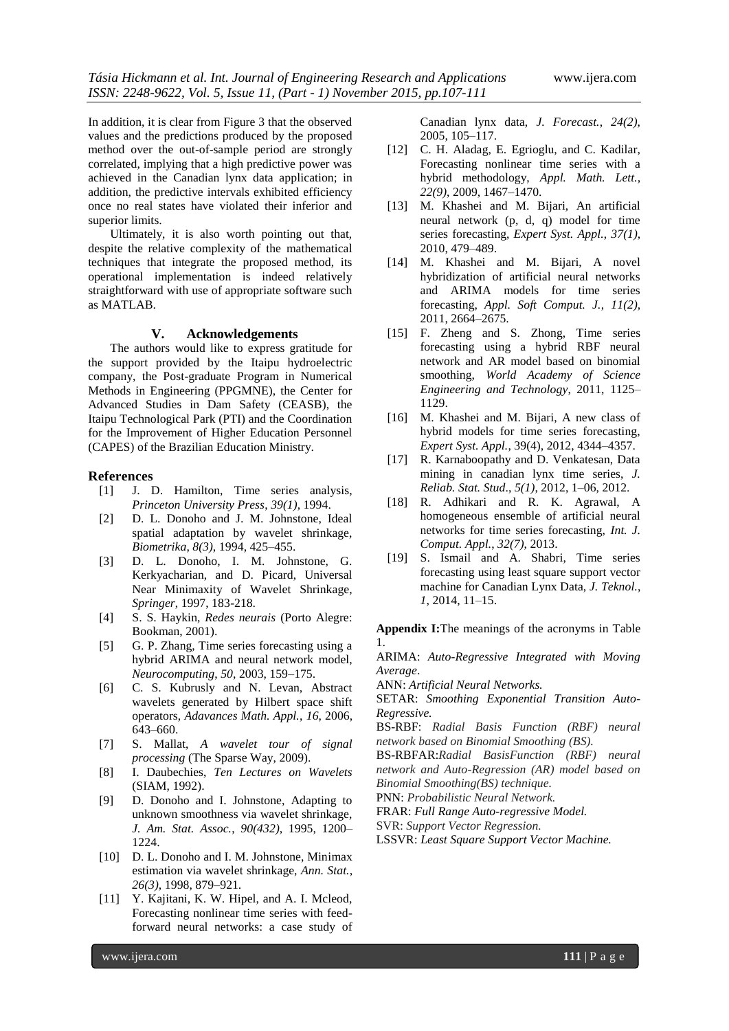In addition, it is clear from Figure 3 that the observed values and the predictions produced by the proposed method over the out-of-sample period are strongly correlated, implying that a high predictive power was achieved in the Canadian lynx data application; in addition, the predictive intervals exhibited efficiency once no real states have violated their inferior and superior limits.

Ultimately, it is also worth pointing out that, despite the relative complexity of the mathematical techniques that integrate the proposed method, its operational implementation is indeed relatively straightforward with use of appropriate software such as MATLAB.

## V. Acknowledgements

The authors would like to express gratitude for the support provided by the Itaipu hydroelectric company, the Post-graduate Program in Numerical Methods in Engineering (PPGMNE), the Center for Advanced Studies in Dam Safety (CEASB), the Itaipu Technological Park (PTI) and the Coordination for the Improvement of Higher Education Personnel (CAPES) of the Brazilian Education Ministry.

## References

[1] J. D. Hamilton, Time series analysis, *Princeton University Press*, *39(1)*, 1994.

[2] D. L. Donoho and J. M. Johnstone, Ideal spatial adaptation by wavelet shrinkage, *Biometrika*, *8(3)*, 1994, 425–455.

[3] D. L. Donoho, I. M. Johnstone, G. Kerkyacharian, and D. Picard, Universal Near Minimaxity of Wavelet Shrinkage, *Springer*, 1997, 183-218.

[4] S. S. Haykin, *Redes neurais* (Porto Alegre: Bookman, 2001).

[5] G. P. Zhang, Time series forecasting using a hybrid ARIMA and neural network model, *Neurocomputing*, *50*, 2003, 159–175.

[6] C. S. Kubrusly and N. Levan, Abstract wavelets generated by Hilbert space shift operators, *Adavances Math. Appl.*, *16*, 2006, 643–660.

[7] S. Mallat, *A wavelet tour of signal processing* (The Sparse Way, 2009).

[8] I. Daubechies, *Ten Lectures on Wavelets* (SIAM, 1992).

[9] D. Donoho and I. Johnstone, Adapting to unknown smoothness via wavelet shrinkage, *J. Am. Stat. Assoc.*, *90(432)*, 1995, 1200–1224.

[10] D. L. Donoho and I. M. Johnstone, Minimax estimation via wavelet shrinkage, *Ann. Stat.*, *26(3)*, 1998, 879–921.

[11] Y. Kajitani, K. W. Hipel, and A. I. Mcleod, Forecasting nonlinear time series with feed-forward neural networks: a case study of Canadian lynx data, *J. Forecast.*, *24(2)*, 2005, 105–117.

[12] C. H. Aladag, E. Egrioglu, and C. Kadilar, Forecasting nonlinear time series with a hybrid methodology, *Appl. Math. Lett.*, *22(9)*, 2009, 1467–1470.

[13] M. Khashei and M. Bijari, An artificial neural network (p, d, q) model for time series forecasting, *Expert Syst. Appl.*, *37(1)*, 2010, 479–489.

[14] M. Khashei and M. Bijari, A novel hybridization of artificial neural networks and ARIMA models for time series forecasting, *Appl. Soft Comput. J.*, *11(2)*, 2011, 2664–2675.

[15] F. Zheng and S. Zhong, Time series forecasting using a hybrid RBF neural network and AR model based on binomial smoothing, *World Academy of Science Engineering and Technology*, 2011, 1125–1129.

[16] M. Khashei and M. Bijari, A new class of hybrid models for time series forecasting, *Expert Syst. Appl.*, 39(4), 2012, 4344–4357.

[17] R. Karnaboopathy and D. Venkatesan, Data mining in canadian lynx time series, *J. Reliab. Stat. Stud*., *5(1)*, 2012, 1–06, 2012.

[18] R. Adhikari and R. K. Agrawal, A homogeneous ensemble of artificial neural networks for time series forecasting, *Int. J. Comput. Appl.*, *32(7)*, 2013.

[19] S. Ismail and A. Shabri, Time series forecasting using least square support vector machine for Canadian Lynx Data, *J. Teknol.*, *1*, 2014, 11–15.

**Appendix I:**The meanings of the acronyms in Table 1.

ARIMA: *Auto-Regressive Integrated with Moving Average*.

ANN: *Artificial Neural Networks.*

SETAR: *Smoothing Exponential Transition Auto-Regressive.*

BS-RBF: *Radial Basis Function (RBF) neural network based on Binomial Smoothing (BS).*

BS-RBFAR:*Radial BasisFunction (RBF) neural network and Auto-Regression (AR) model based on Binomial Smoothing(BS) technique.*

PNN: *Probabilistic Neural Network.*

FRAR: *Full Range Auto-regressive Model.*

SVR: *Support Vector Regression.*

LSSVR: *Least Square Support Vector Machine.*